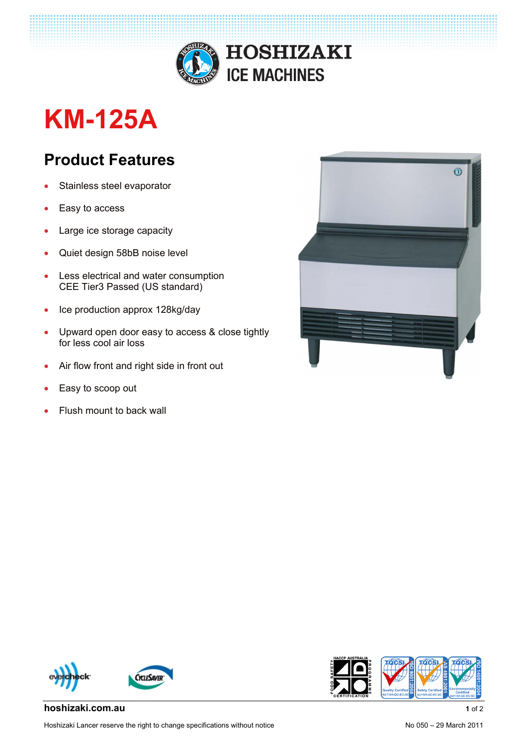HOSHIZAKI
ICE MACHINES

# KM-125A

## Product Features

- Stainless steel evaporator
- Easy to access
- Large ice storage capacity
- Quiet design 58bB noise level
- Less electrical and water consumption
  CEE Tier3 Passed (US standard)
- Ice production approx 128kg/day
- Upward open door easy to access & close tightly
  for less cool air loss
- Air flow front and right side in front out
- Easy to scoop out
- Flush mount to back wall

**hoshizaki.com.au**

Hoshizaki Lancer reserve the right to change specifications without notice

No 050 – 29 March 2011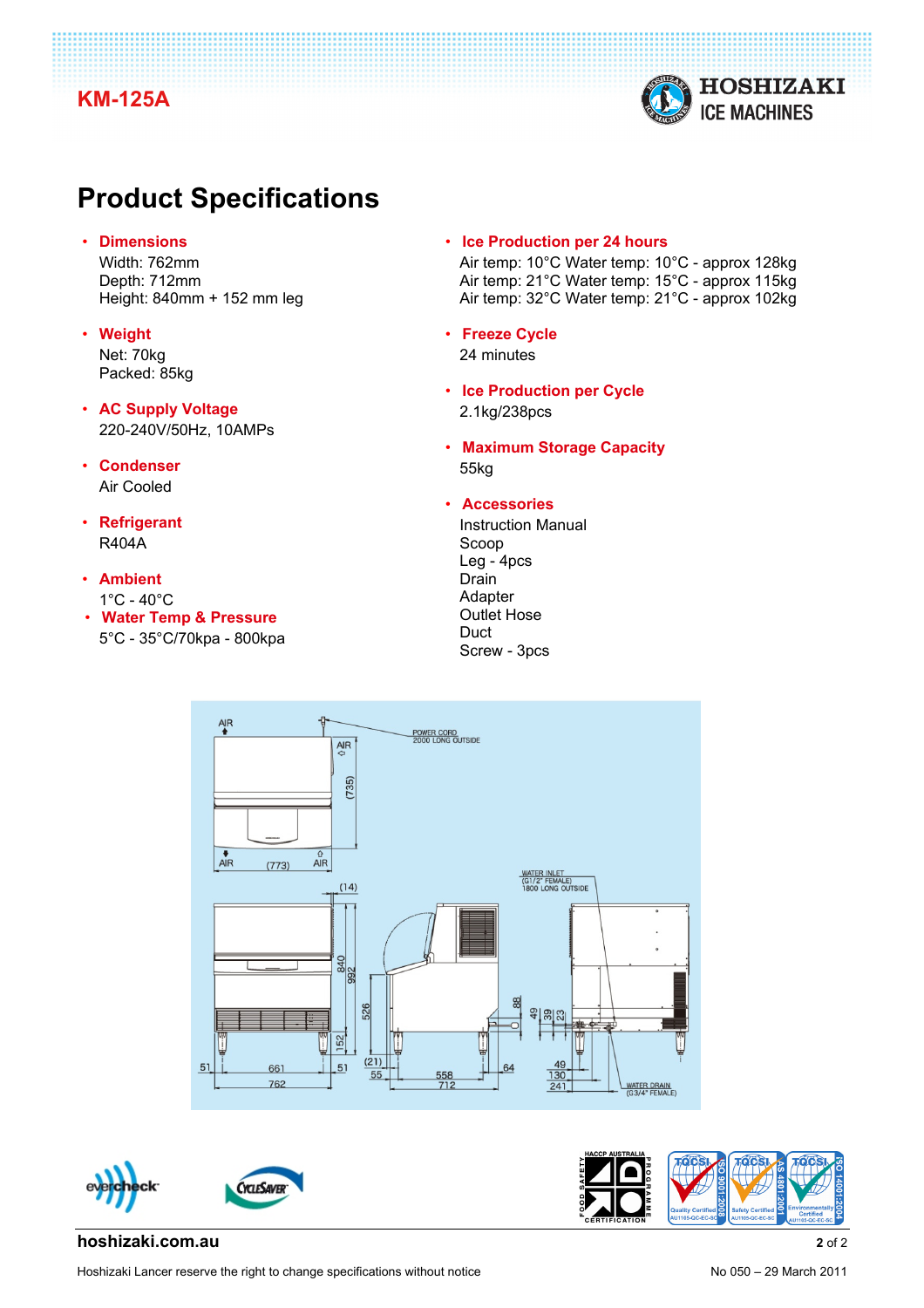**KM-125A**

**HOSHIZAKI**
**ICE MACHINES**

# Product Specifications

- **Dimensions**
  Width: 762mm
  Depth: 712mm
  Height: 840mm + 152 mm leg

- **Weight**
  Net: 70kg
  Packed: 85kg

- **AC Supply Voltage**
  220-240V/50Hz, 10AMPs

- **Condenser**
  Air Cooled

- **Refrigerant**
  R404A

- **Ambient**
  1°C - 40°C

- **Water Temp & Pressure**
  5°C - 35°C/70kpa - 800kpa

- **Ice Production per 24 hours**
  Air temp: 10°C Water temp: 10°C - approx 128kg
  Air temp: 21°C Water temp: 15°C - approx 115kg
  Air temp: 32°C Water temp: 21°C - approx 102kg

- **Freeze Cycle**
  24 minutes

- **Ice Production per Cycle**
  2.1kg/238pcs

- **Maximum Storage Capacity**
  55kg

- **Accessories**
  Instruction Manual
  Scoop
  Leg - 4pcs
  Drain
  Adapter
  Outlet Hose
  Duct
  Screw - 3pcs

AIR
POWER CORD
2000 LONG OUTSIDE
AIR
(735)
AIR (773) AIR
(14)
WATER INLET
(G1/2" FEMALE)
1800 LONG OUTSIDE
840
992
526
152
88
49 39 23
51 661 51
762
(21)
55 558 64
712
49
130
241
WATER DRAIN
(G3/4" FEMALE)

evercheck
CYCLESAVER
HACCP AUSTRALIA FOOD SAFETY PROGRAMME CERTIFICATION
TQCSI ISO 9001:2008 Quality Certified AU1165-QC-EC-SC
TQCSI AS 4801:2001 Safety Certified AU1165-QC-EC-SC
TQCSI ISO 14001:2004 Environmentally Certified AU1165-QC-EC-SC

hoshizaki.com.au

Hoshizaki Lancer reserve the right to change specifications without notice

No 050 – 29 March 2011